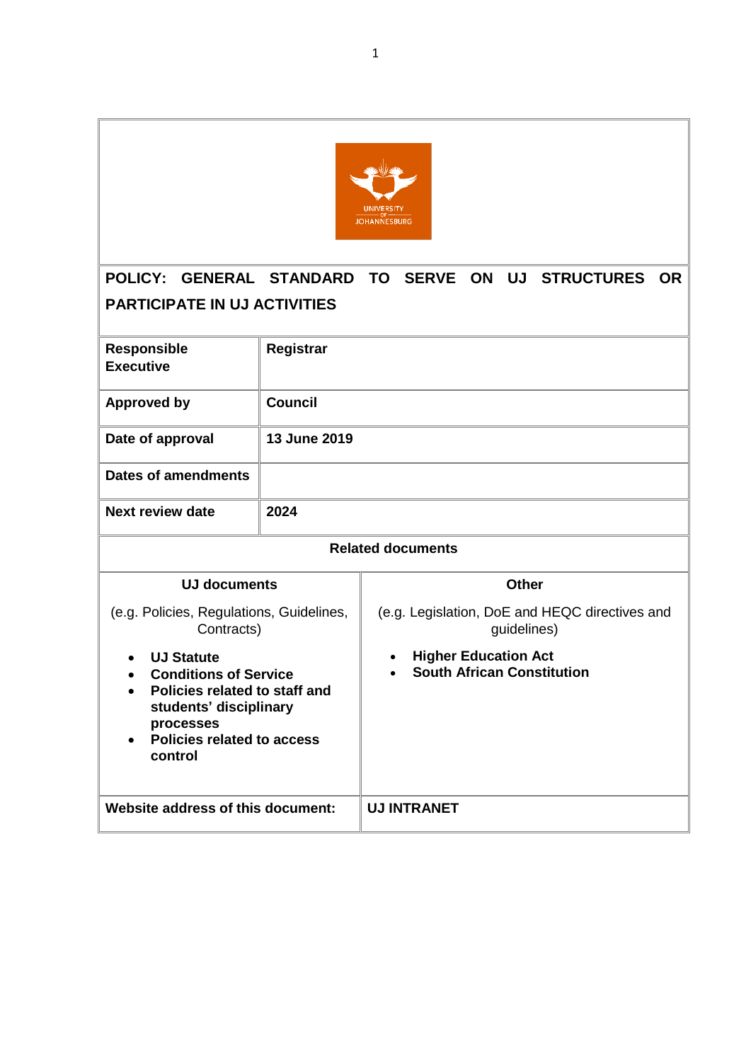# POLICY: GENERAL STANDARD TO SERVE ON UJ STRUCTURES OR PARTICIPATE IN UJ ACTIVITIES

| **Responsible Executive** | **Registrar** |
|---|---|
| **Approved by** | **Council** |
| **Date of approval** | **13 June 2019** |
| **Dates of amendments** | |
| **Next review date** | **2024** |

**Related documents**

| **UJ documents** | **Other** |
|---|---|
| (e.g. Policies, Regulations, Guidelines, Contracts) | (e.g. Legislation, DoE and HEQC directives and guidelines) |
| • **UJ Statute**<br>• **Conditions of Service**<br>• **Policies related to staff and students' disciplinary processes**<br>• **Policies related to access control** | • **Higher Education Act**<br>• **South African Constitution** |
| **Website address of this document:** | **UJ INTRANET** |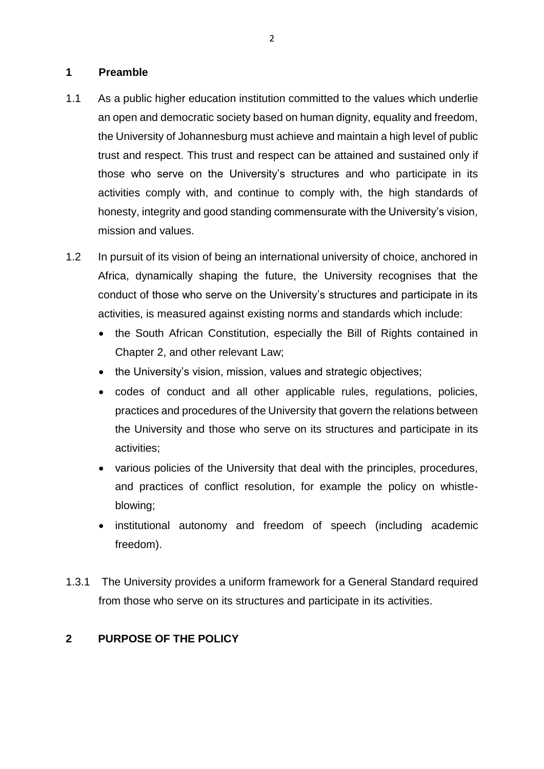## 1 Preamble

1.1 As a public higher education institution committed to the values which underlie an open and democratic society based on human dignity, equality and freedom, the University of Johannesburg must achieve and maintain a high level of public trust and respect. This trust and respect can be attained and sustained only if those who serve on the University's structures and who participate in its activities comply with, and continue to comply with, the high standards of honesty, integrity and good standing commensurate with the University's vision, mission and values.

1.2 In pursuit of its vision of being an international university of choice, anchored in Africa, dynamically shaping the future, the University recognises that the conduct of those who serve on the University's structures and participate in its activities, is measured against existing norms and standards which include:

- the South African Constitution, especially the Bill of Rights contained in Chapter 2, and other relevant Law;
- the University's vision, mission, values and strategic objectives;
- codes of conduct and all other applicable rules, regulations, policies, practices and procedures of the University that govern the relations between the University and those who serve on its structures and participate in its activities;
- various policies of the University that deal with the principles, procedures, and practices of conflict resolution, for example the policy on whistle-blowing;
- institutional autonomy and freedom of speech (including academic freedom).

1.3.1 The University provides a uniform framework for a General Standard required from those who serve on its structures and participate in its activities.

## 2 PURPOSE OF THE POLICY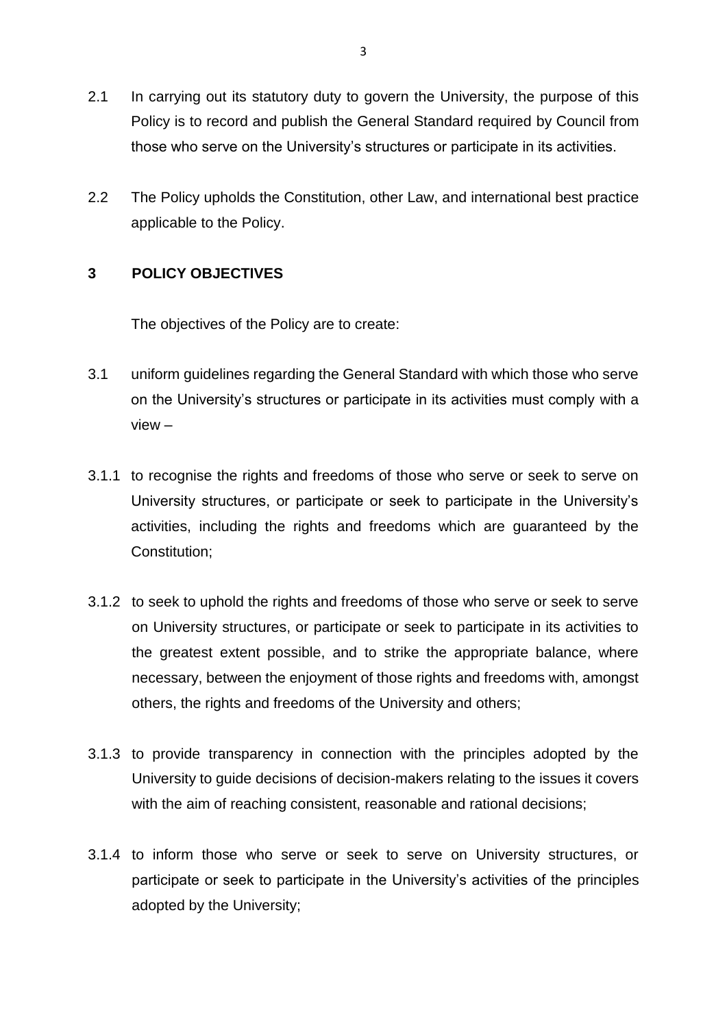2.1 In carrying out its statutory duty to govern the University, the purpose of this Policy is to record and publish the General Standard required by Council from those who serve on the University's structures or participate in its activities.

2.2 The Policy upholds the Constitution, other Law, and international best practice applicable to the Policy.

## 3 POLICY OBJECTIVES

The objectives of the Policy are to create:

3.1 uniform guidelines regarding the General Standard with which those who serve on the University's structures or participate in its activities must comply with a view –

3.1.1 to recognise the rights and freedoms of those who serve or seek to serve on University structures, or participate or seek to participate in the University's activities, including the rights and freedoms which are guaranteed by the Constitution;

3.1.2 to seek to uphold the rights and freedoms of those who serve or seek to serve on University structures, or participate or seek to participate in its activities to the greatest extent possible, and to strike the appropriate balance, where necessary, between the enjoyment of those rights and freedoms with, amongst others, the rights and freedoms of the University and others;

3.1.3 to provide transparency in connection with the principles adopted by the University to guide decisions of decision-makers relating to the issues it covers with the aim of reaching consistent, reasonable and rational decisions;

3.1.4 to inform those who serve or seek to serve on University structures, or participate or seek to participate in the University's activities of the principles adopted by the University;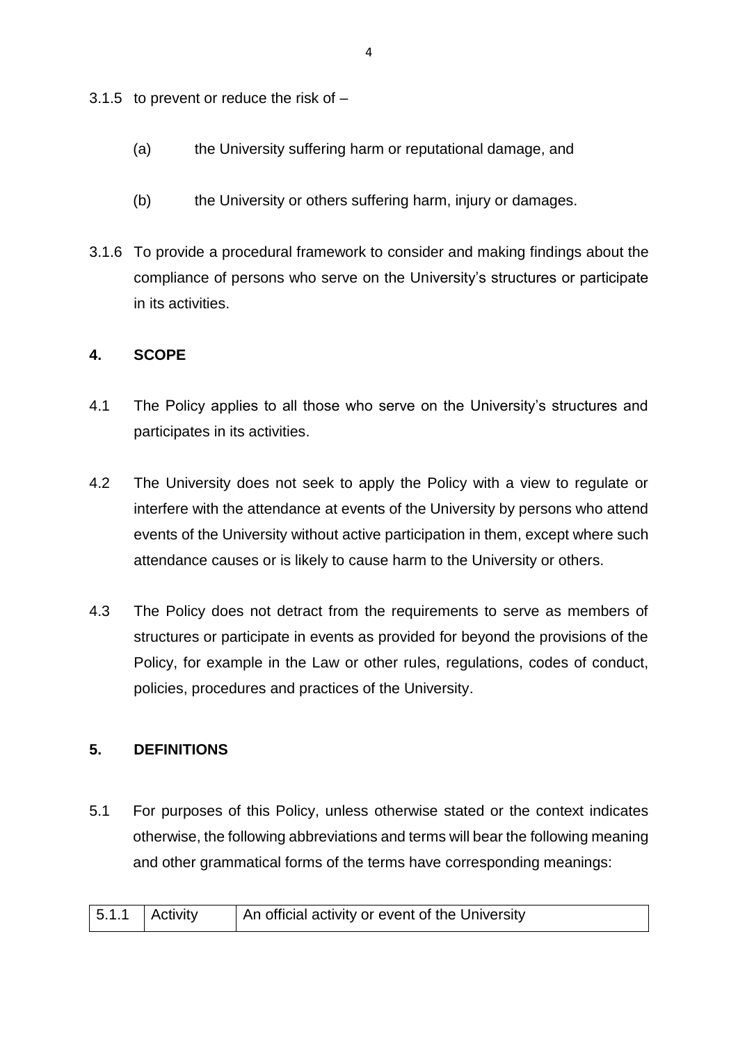3.1.5 to prevent or reduce the risk of –

(a) the University suffering harm or reputational damage, and

(b) the University or others suffering harm, injury or damages.

3.1.6 To provide a procedural framework to consider and making findings about the compliance of persons who serve on the University's structures or participate in its activities.

## 4. SCOPE

4.1 The Policy applies to all those who serve on the University's structures and participates in its activities.

4.2 The University does not seek to apply the Policy with a view to regulate or interfere with the attendance at events of the University by persons who attend events of the University without active participation in them, except where such attendance causes or is likely to cause harm to the University or others.

4.3 The Policy does not detract from the requirements to serve as members of structures or participate in events as provided for beyond the provisions of the Policy, for example in the Law or other rules, regulations, codes of conduct, policies, procedures and practices of the University.

## 5. DEFINITIONS

5.1 For purposes of this Policy, unless otherwise stated or the context indicates otherwise, the following abbreviations and terms will bear the following meaning and other grammatical forms of the terms have corresponding meanings:

| | | |
|---|---|---|
| 5.1.1 | Activity | An official activity or event of the University |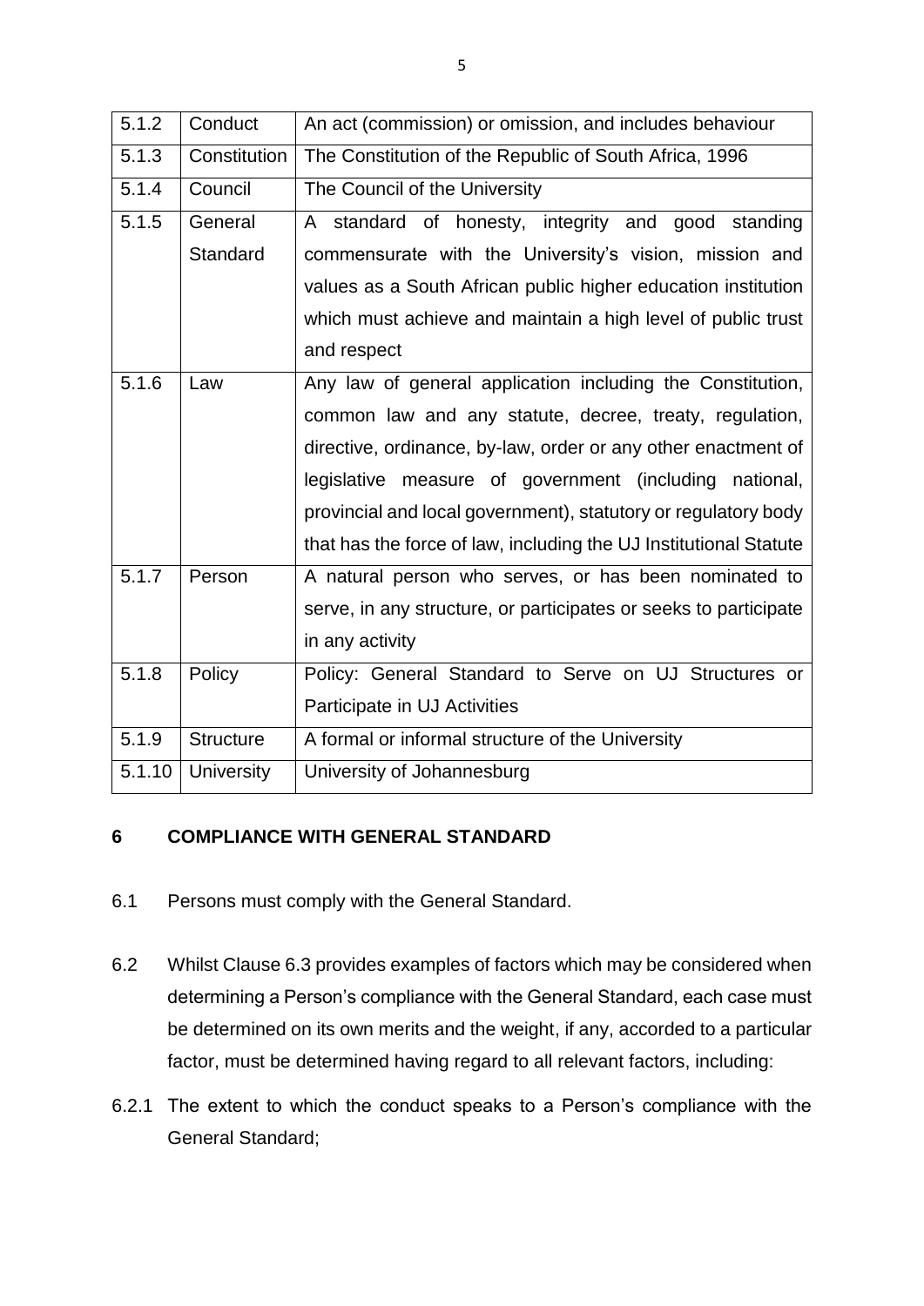| | | |
|---|---|---|
| 5.1.2 | Conduct | An act (commission) or omission, and includes behaviour |
| 5.1.3 | Constitution | The Constitution of the Republic of South Africa, 1996 |
| 5.1.4 | Council | The Council of the University |
| 5.1.5 | General Standard | A standard of honesty, integrity and good standing commensurate with the University's vision, mission and values as a South African public higher education institution which must achieve and maintain a high level of public trust and respect |
| 5.1.6 | Law | Any law of general application including the Constitution, common law and any statute, decree, treaty, regulation, directive, ordinance, by-law, order or any other enactment of legislative measure of government (including national, provincial and local government), statutory or regulatory body that has the force of law, including the UJ Institutional Statute |
| 5.1.7 | Person | A natural person who serves, or has been nominated to serve, in any structure, or participates or seeks to participate in any activity |
| 5.1.8 | Policy | Policy: General Standard to Serve on UJ Structures or Participate in UJ Activities |
| 5.1.9 | Structure | A formal or informal structure of the University |
| 5.1.10 | University | University of Johannesburg |

## 6 COMPLIANCE WITH GENERAL STANDARD

6.1 Persons must comply with the General Standard.

6.2 Whilst Clause 6.3 provides examples of factors which may be considered when determining a Person's compliance with the General Standard, each case must be determined on its own merits and the weight, if any, accorded to a particular factor, must be determined having regard to all relevant factors, including:

6.2.1 The extent to which the conduct speaks to a Person's compliance with the General Standard;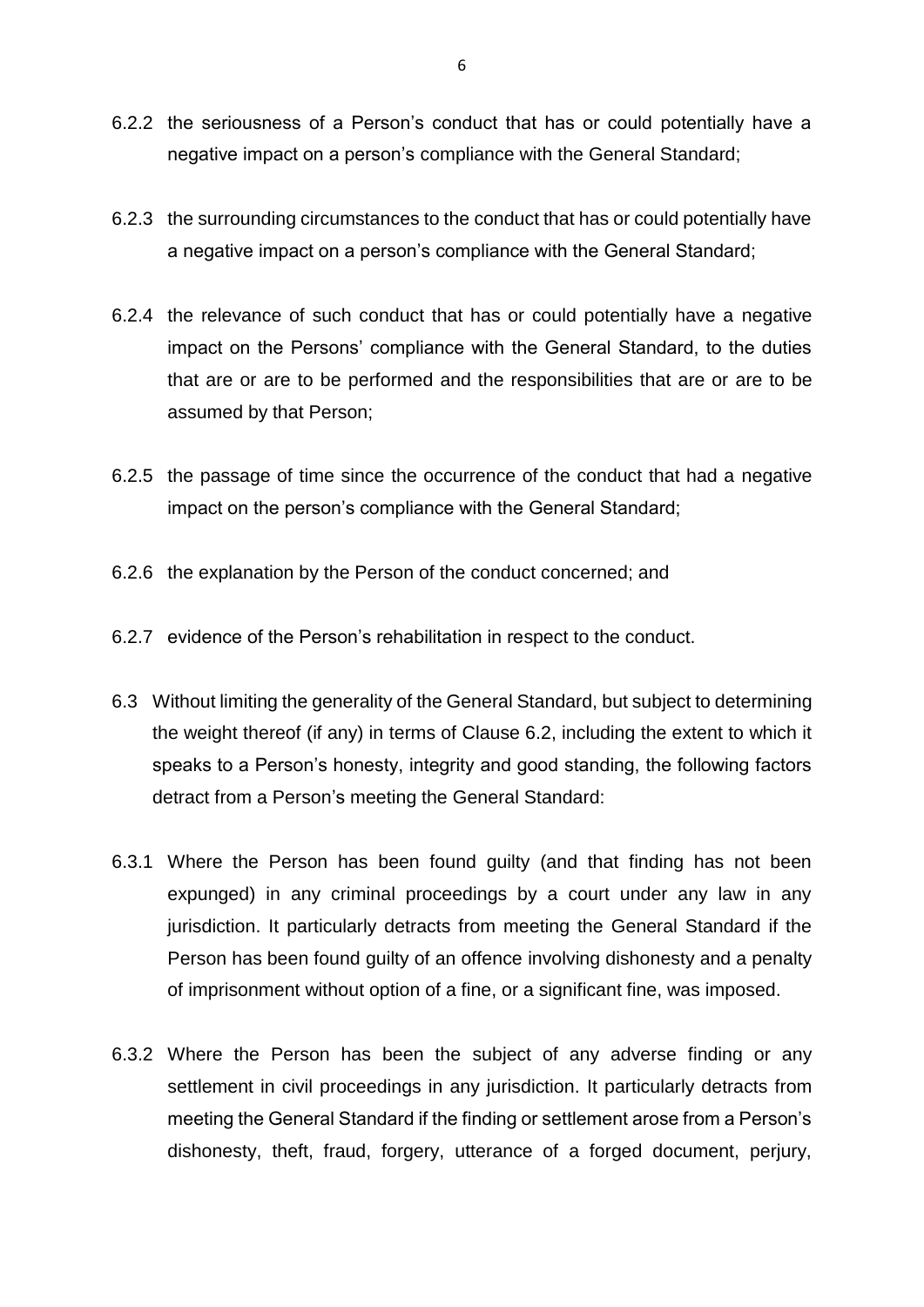6.2.2 the seriousness of a Person's conduct that has or could potentially have a negative impact on a person's compliance with the General Standard;

6.2.3 the surrounding circumstances to the conduct that has or could potentially have a negative impact on a person's compliance with the General Standard;

6.2.4 the relevance of such conduct that has or could potentially have a negative impact on the Persons' compliance with the General Standard, to the duties that are or are to be performed and the responsibilities that are or are to be assumed by that Person;

6.2.5 the passage of time since the occurrence of the conduct that had a negative impact on the person's compliance with the General Standard;

6.2.6 the explanation by the Person of the conduct concerned; and

6.2.7 evidence of the Person's rehabilitation in respect to the conduct.

6.3 Without limiting the generality of the General Standard, but subject to determining the weight thereof (if any) in terms of Clause 6.2, including the extent to which it speaks to a Person's honesty, integrity and good standing, the following factors detract from a Person's meeting the General Standard:

6.3.1 Where the Person has been found guilty (and that finding has not been expunged) in any criminal proceedings by a court under any law in any jurisdiction. It particularly detracts from meeting the General Standard if the Person has been found guilty of an offence involving dishonesty and a penalty of imprisonment without option of a fine, or a significant fine, was imposed.

6.3.2 Where the Person has been the subject of any adverse finding or any settlement in civil proceedings in any jurisdiction. It particularly detracts from meeting the General Standard if the finding or settlement arose from a Person's dishonesty, theft, fraud, forgery, utterance of a forged document, perjury,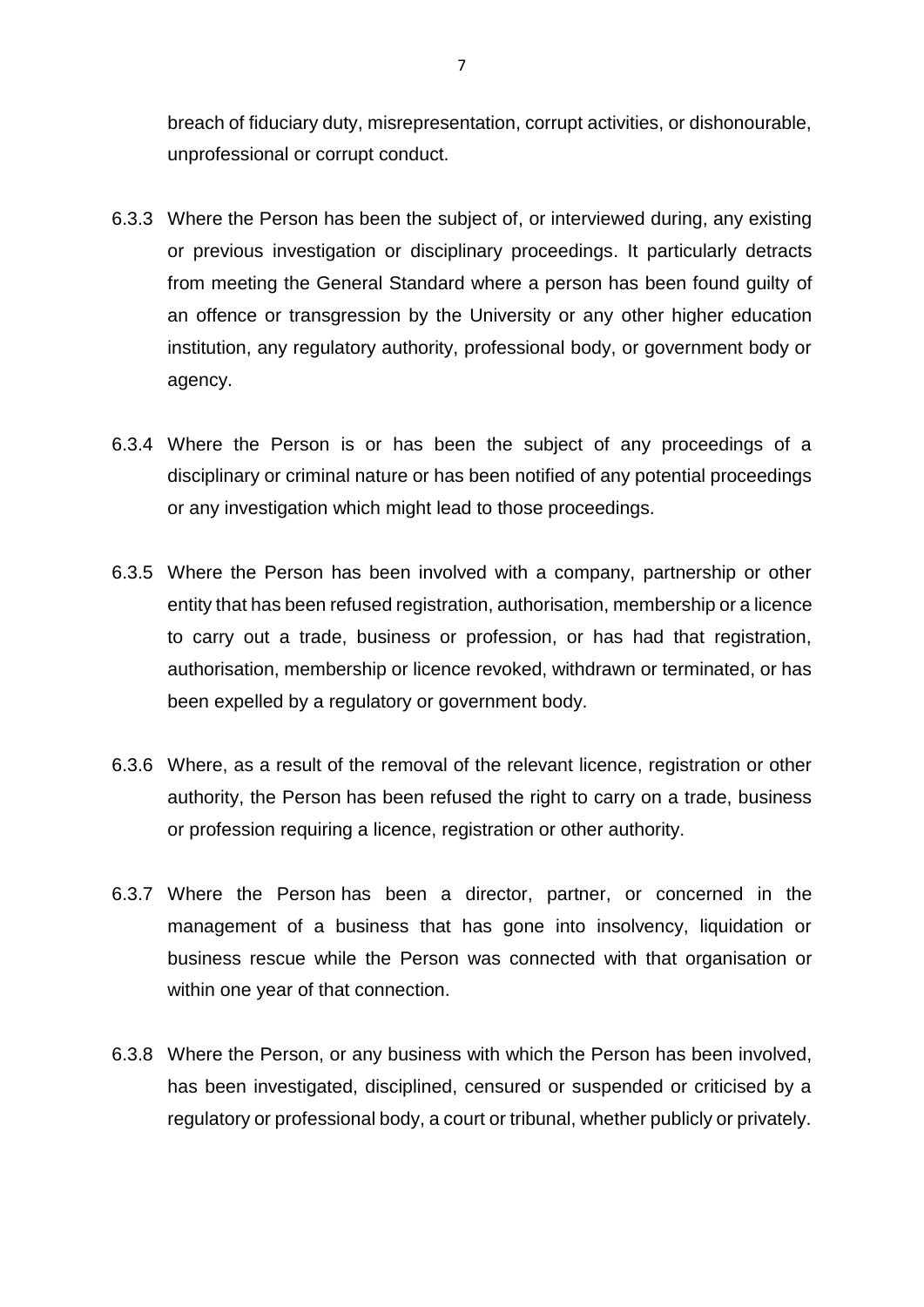breach of fiduciary duty, misrepresentation, corrupt activities, or dishonourable, unprofessional or corrupt conduct.

6.3.3 Where the Person has been the subject of, or interviewed during, any existing or previous investigation or disciplinary proceedings. It particularly detracts from meeting the General Standard where a person has been found guilty of an offence or transgression by the University or any other higher education institution, any regulatory authority, professional body, or government body or agency.

6.3.4 Where the Person is or has been the subject of any proceedings of a disciplinary or criminal nature or has been notified of any potential proceedings or any investigation which might lead to those proceedings.

6.3.5 Where the Person has been involved with a company, partnership or other entity that has been refused registration, authorisation, membership or a licence to carry out a trade, business or profession, or has had that registration, authorisation, membership or licence revoked, withdrawn or terminated, or has been expelled by a regulatory or government body.

6.3.6 Where, as a result of the removal of the relevant licence, registration or other authority, the Person has been refused the right to carry on a trade, business or profession requiring a licence, registration or other authority.

6.3.7 Where the Person has been a director, partner, or concerned in the management of a business that has gone into insolvency, liquidation or business rescue while the Person was connected with that organisation or within one year of that connection.

6.3.8 Where the Person, or any business with which the Person has been involved, has been investigated, disciplined, censured or suspended or criticised by a regulatory or professional body, a court or tribunal, whether publicly or privately.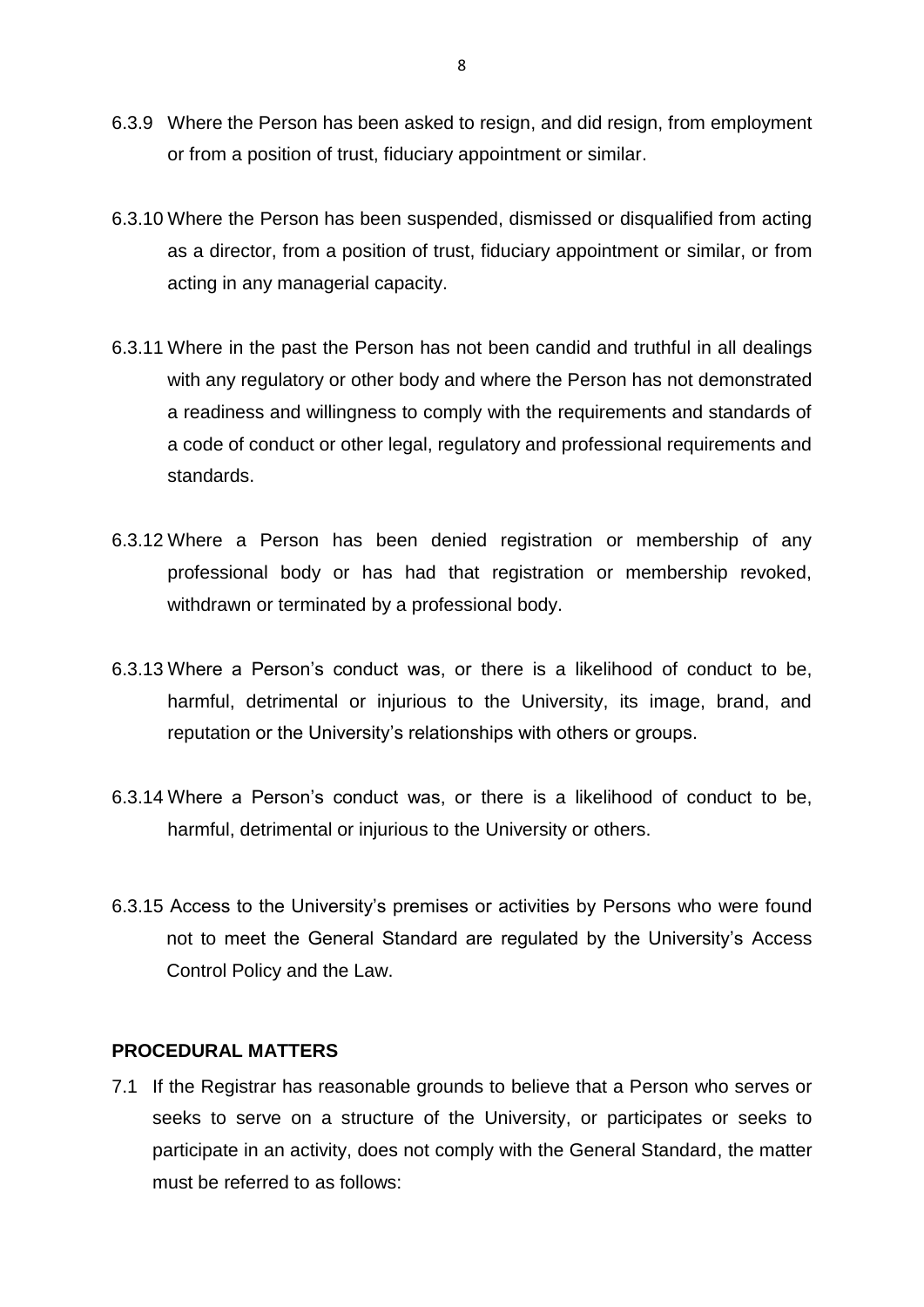6.3.9 Where the Person has been asked to resign, and did resign, from employment or from a position of trust, fiduciary appointment or similar.

6.3.10 Where the Person has been suspended, dismissed or disqualified from acting as a director, from a position of trust, fiduciary appointment or similar, or from acting in any managerial capacity.

6.3.11 Where in the past the Person has not been candid and truthful in all dealings with any regulatory or other body and where the Person has not demonstrated a readiness and willingness to comply with the requirements and standards of a code of conduct or other legal, regulatory and professional requirements and standards.

6.3.12 Where a Person has been denied registration or membership of any professional body or has had that registration or membership revoked, withdrawn or terminated by a professional body.

6.3.13 Where a Person's conduct was, or there is a likelihood of conduct to be, harmful, detrimental or injurious to the University, its image, brand, and reputation or the University's relationships with others or groups.

6.3.14 Where a Person's conduct was, or there is a likelihood of conduct to be, harmful, detrimental or injurious to the University or others.

6.3.15 Access to the University's premises or activities by Persons who were found not to meet the General Standard are regulated by the University's Access Control Policy and the Law.

**PROCEDURAL MATTERS**

7.1 If the Registrar has reasonable grounds to believe that a Person who serves or seeks to serve on a structure of the University, or participates or seeks to participate in an activity, does not comply with the General Standard, the matter must be referred to as follows: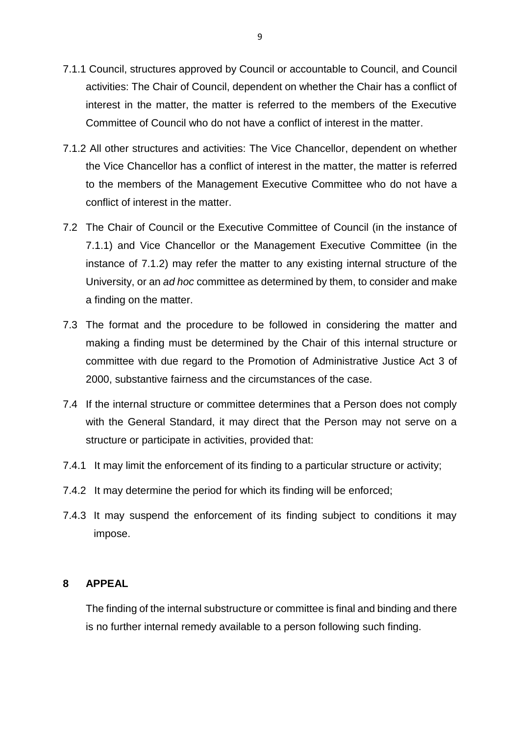7.1.1 Council, structures approved by Council or accountable to Council, and Council activities: The Chair of Council, dependent on whether the Chair has a conflict of interest in the matter, the matter is referred to the members of the Executive Committee of Council who do not have a conflict of interest in the matter.

7.1.2 All other structures and activities: The Vice Chancellor, dependent on whether the Vice Chancellor has a conflict of interest in the matter, the matter is referred to the members of the Management Executive Committee who do not have a conflict of interest in the matter.

7.2 The Chair of Council or the Executive Committee of Council (in the instance of 7.1.1) and Vice Chancellor or the Management Executive Committee (in the instance of 7.1.2) may refer the matter to any existing internal structure of the University, or an *ad hoc* committee as determined by them, to consider and make a finding on the matter.

7.3 The format and the procedure to be followed in considering the matter and making a finding must be determined by the Chair of this internal structure or committee with due regard to the Promotion of Administrative Justice Act 3 of 2000, substantive fairness and the circumstances of the case.

7.4 If the internal structure or committee determines that a Person does not comply with the General Standard, it may direct that the Person may not serve on a structure or participate in activities, provided that:

7.4.1 It may limit the enforcement of its finding to a particular structure or activity;

7.4.2 It may determine the period for which its finding will be enforced;

7.4.3 It may suspend the enforcement of its finding subject to conditions it may impose.

## 8 APPEAL

The finding of the internal substructure or committee is final and binding and there is no further internal remedy available to a person following such finding.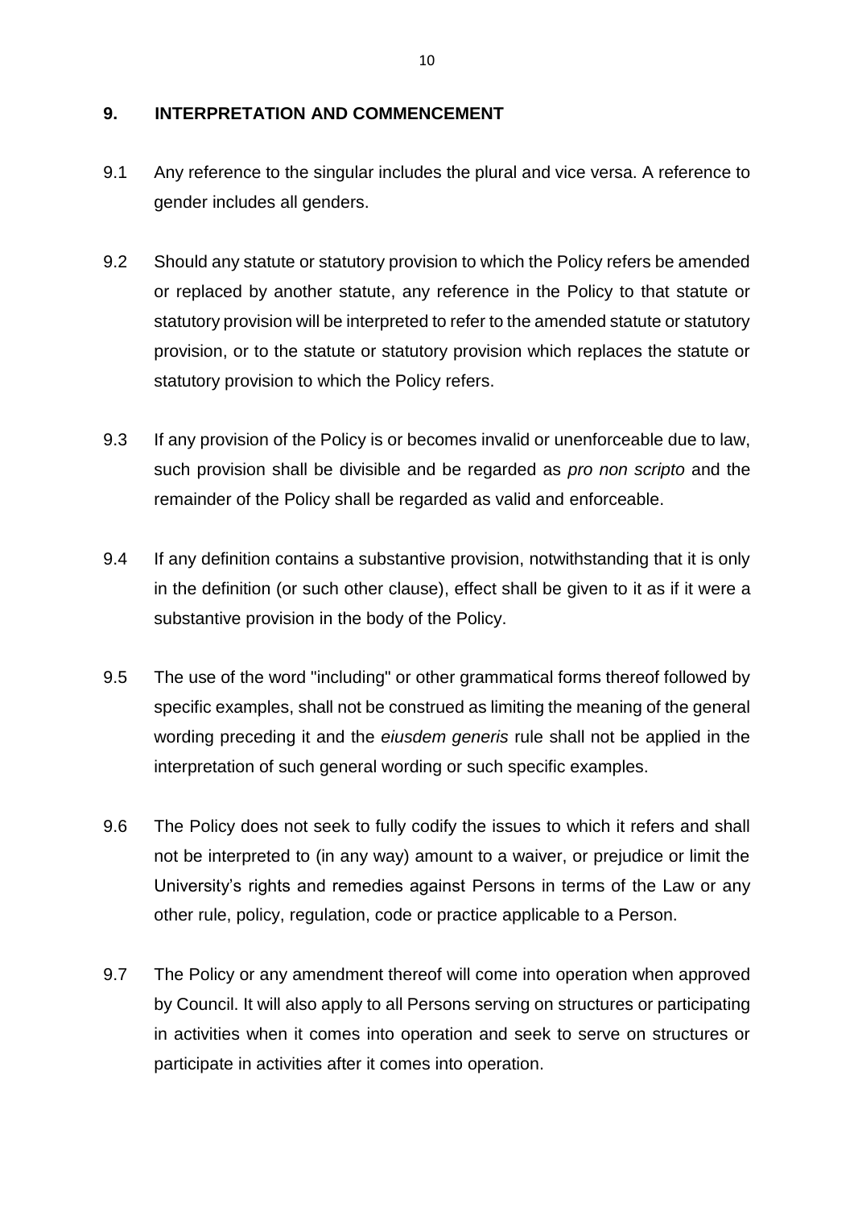## 9. INTERPRETATION AND COMMENCEMENT

9.1 Any reference to the singular includes the plural and vice versa. A reference to gender includes all genders.

9.2 Should any statute or statutory provision to which the Policy refers be amended or replaced by another statute, any reference in the Policy to that statute or statutory provision will be interpreted to refer to the amended statute or statutory provision, or to the statute or statutory provision which replaces the statute or statutory provision to which the Policy refers.

9.3 If any provision of the Policy is or becomes invalid or unenforceable due to law, such provision shall be divisible and be regarded as *pro non scripto* and the remainder of the Policy shall be regarded as valid and enforceable.

9.4 If any definition contains a substantive provision, notwithstanding that it is only in the definition (or such other clause), effect shall be given to it as if it were a substantive provision in the body of the Policy.

9.5 The use of the word "including" or other grammatical forms thereof followed by specific examples, shall not be construed as limiting the meaning of the general wording preceding it and the *eiusdem generis* rule shall not be applied in the interpretation of such general wording or such specific examples.

9.6 The Policy does not seek to fully codify the issues to which it refers and shall not be interpreted to (in any way) amount to a waiver, or prejudice or limit the University's rights and remedies against Persons in terms of the Law or any other rule, policy, regulation, code or practice applicable to a Person.

9.7 The Policy or any amendment thereof will come into operation when approved by Council. It will also apply to all Persons serving on structures or participating in activities when it comes into operation and seek to serve on structures or participate in activities after it comes into operation.